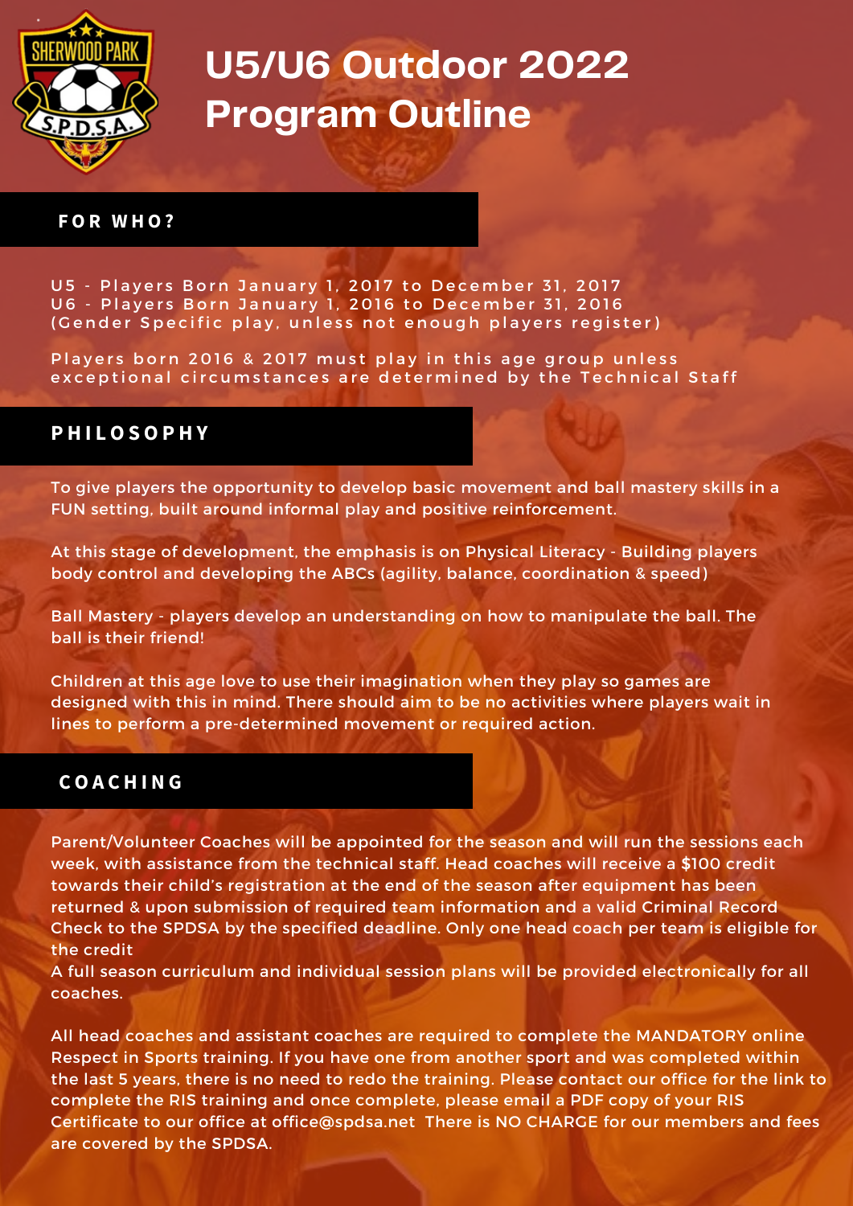# U5/U6 Outdoor 2022 Program Outline

## FOR WHO?

U5 - Players Born January 1, 2017 to December 31, 2017
U6 - Players Born January 1, 2016 to December 31, 2016
(Gender Specific play, unless not enough players register)

Players born 2016 & 2017 must play in this age group unless exceptional circumstances are determined by the Technical Staff

## PHILOSOPHY

To give players the opportunity to develop basic movement and ball mastery skills in a FUN setting, built around informal play and positive reinforcement.

At this stage of development, the emphasis is on Physical Literacy - Building players body control and developing the ABCs (agility, balance, coordination & speed)

Ball Mastery - players develop an understanding on how to manipulate the ball. The ball is their friend!

Children at this age love to use their imagination when they play so games are designed with this in mind. There should aim to be no activities where players wait in lines to perform a pre-determined movement or required action.

## COACHING

Parent/Volunteer Coaches will be appointed for the season and will run the sessions each week, with assistance from the technical staff. Head coaches will receive a $100 credit towards their child's registration at the end of the season after equipment has been returned & upon submission of required team information and a valid Criminal Record Check to the SPDSA by the specified deadline. Only one head coach per team is eligible for the credit
A full season curriculum and individual session plans will be provided electronically for all coaches.

All head coaches and assistant coaches are required to complete the MANDATORY online Respect in Sports training. If you have one from another sport and was completed within the last 5 years, there is no need to redo the training. Please contact our office for the link to complete the RIS training and once complete, please email a PDF copy of your RIS Certificate to our office at office@spdsa.net There is NO CHARGE for our members and fees are covered by the SPDSA.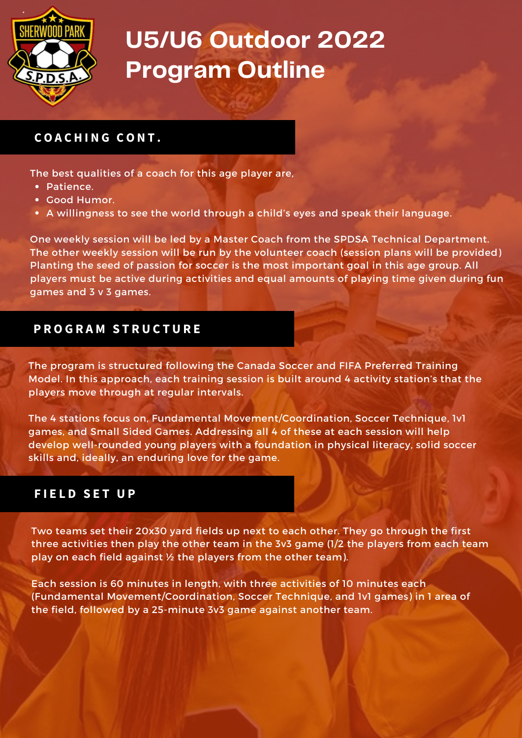# U5/U6 Outdoor 2022 Program Outline

## COACHING CONT.

The best qualities of a coach for this age player are,

- Patience.
- Good Humor.
- A willingness to see the world through a child's eyes and speak their language.

One weekly session will be led by a Master Coach from the SPDSA Technical Department. The other weekly session will be run by the volunteer coach (session plans will be provided) Planting the seed of passion for soccer is the most important goal in this age group. All players must be active during activities and equal amounts of playing time given during fun games and 3 v 3 games.

## PROGRAM STRUCTURE

The program is structured following the Canada Soccer and FIFA Preferred Training Model. In this approach, each training session is built around 4 activity station's that the players move through at regular intervals.

The 4 stations focus on, Fundamental Movement/Coordination, Soccer Technique, 1v1 games, and Small Sided Games. Addressing all 4 of these at each session will help develop well-rounded young players with a foundation in physical literacy, solid soccer skills and, ideally, an enduring love for the game.

## FIELD SET UP

Two teams set their 20x30 yard fields up next to each other. They go through the first three activities then play the other team in the 3v3 game (1/2 the players from each team play on each field against ½ the players from the other team).

Each session is 60 minutes in length, with three activities of 10 minutes each (Fundamental Movement/Coordination, Soccer Technique, and 1v1 games) in 1 area of the field, followed by a 25-minute 3v3 game against another team.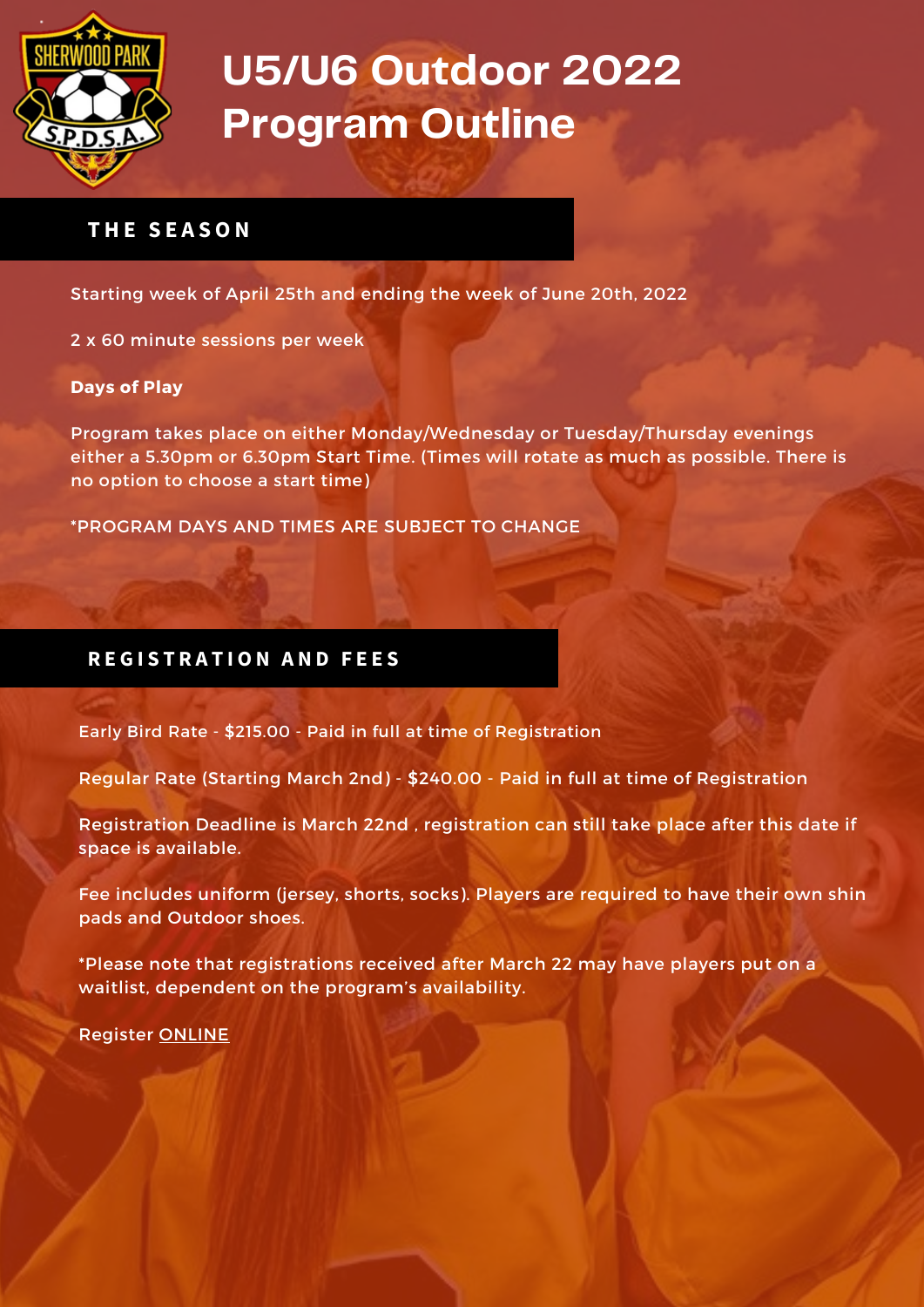# U5/U6 Outdoor 2022 Program Outline

## THE SEASON

Starting week of April 25th and ending the week of June 20th, 2022

2 x 60 minute sessions per week

**Days of Play**

Program takes place on either Monday/Wednesday or Tuesday/Thursday evenings either a 5.30pm or 6.30pm Start Time. (Times will rotate as much as possible. There is no option to choose a start time)

*PROGRAM DAYS AND TIMES ARE SUBJECT TO CHANGE

## REGISTRATION AND FEES

Early Bird Rate - $215.00 - Paid in full at time of Registration

Regular Rate (Starting March 2nd) - $240.00 - Paid in full at time of Registration

Registration Deadline is March 22nd , registration can still take place after this date if space is available.

Fee includes uniform (jersey, shorts, socks). Players are required to have their own shin pads and Outdoor shoes.

*Please note that registrations received after March 22 may have players put on a waitlist, dependent on the program's availability.

Register ONLINE